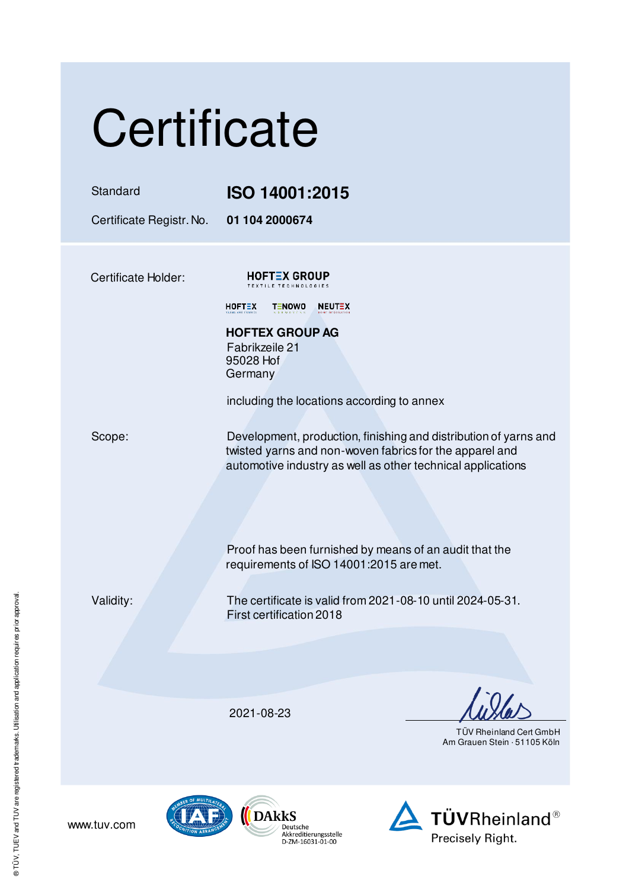# Certificate

| | |
|---|---|
| Standard | **ISO 14001:2015** |
| Certificate Registr. No. | **01 104 2000674** |

Certificate Holder:

HOFTEX GROUP
TEXTILE TECHNOLOGIES

HOFTEX TENOWO NEUTEX

**HOFTEX GROUP AG**
Fabrikzeile 21
95028 Hof
Germany

including the locations according to annex

Scope:

Development, production, finishing and distribution of yarns and twisted yarns and non-woven fabrics for the apparel and automotive industry as well as other technical applications

Proof has been furnished by means of an audit that the requirements of ISO 14001:2015 are met.

Validity:

The certificate is valid from 2021-08-10 until 2024-05-31.
First certification 2018

2021-08-23

TÜV Rheinland Cert GmbH
Am Grauen Stein · 51105 Köln

www.tuv.com

DAkkS Deutsche Akkreditierungsstelle D-ZM-16031-01-00

TÜVRheinland®
Precisely Right.

® TÜV, TUEV and TUV are registered trademarks. Utilisation and application requires prior approval.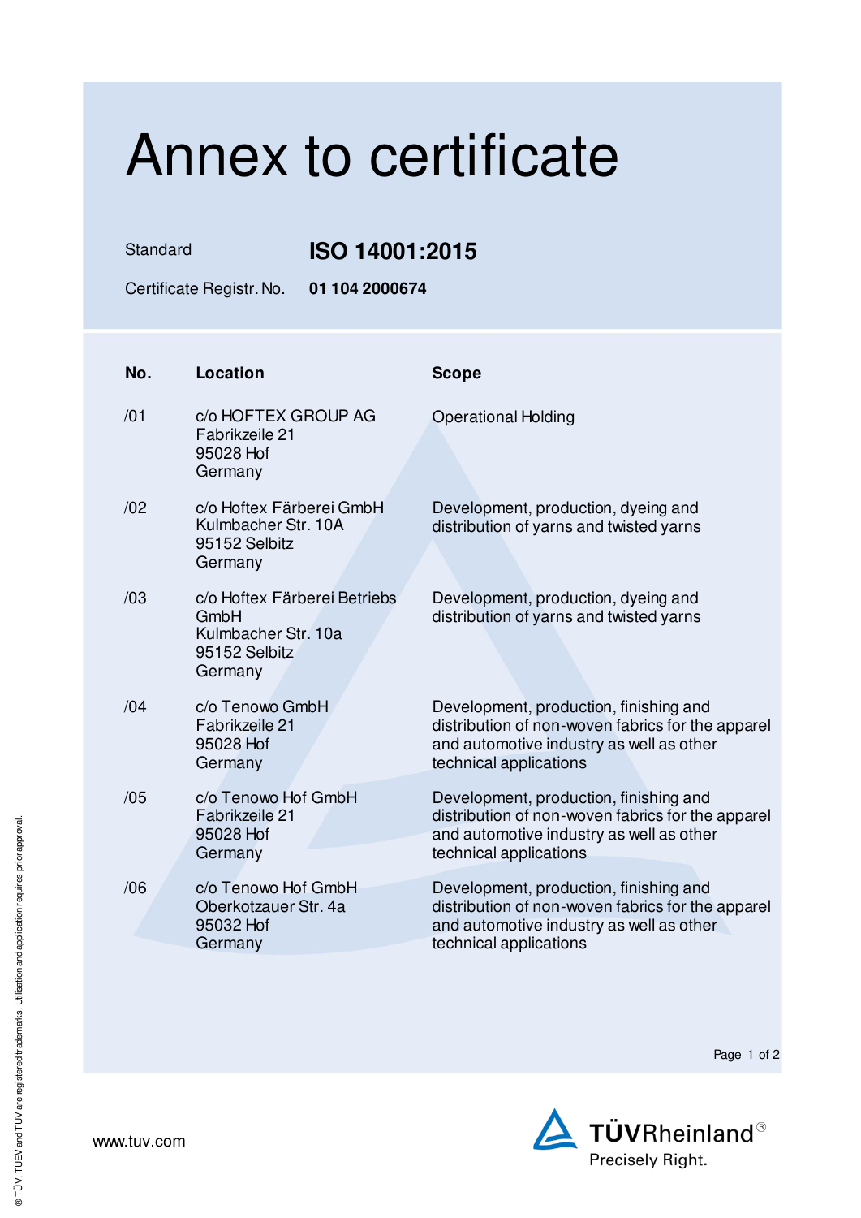# Annex to certificate

Standard **ISO 14001:2015**

Certificate Registr. No. **01 104 2000674**

| No. | Location | Scope |
| --- | --- | --- |
| /01 | c/o HOFTEX GROUP AG<br>Fabrikzeile 21<br>95028 Hof<br>Germany | Operational Holding |
| /02 | c/o Hoftex Färberei GmbH<br>Kulmbacher Str. 10A<br>95152 Selbitz<br>Germany | Development, production, dyeing and distribution of yarns and twisted yarns |
| /03 | c/o Hoftex Färberei Betriebs GmbH<br>Kulmbacher Str. 10a<br>95152 Selbitz<br>Germany | Development, production, dyeing and distribution of yarns and twisted yarns |
| /04 | c/o Tenowo GmbH<br>Fabrikzeile 21<br>95028 Hof<br>Germany | Development, production, finishing and distribution of non-woven fabrics for the apparel and automotive industry as well as other technical applications |
| /05 | c/o Tenowo Hof GmbH<br>Fabrikzeile 21<br>95028 Hof<br>Germany | Development, production, finishing and distribution of non-woven fabrics for the apparel and automotive industry as well as other technical applications |
| /06 | c/o Tenowo Hof GmbH<br>Oberkotzauer Str. 4a<br>95032 Hof<br>Germany | Development, production, finishing and distribution of non-woven fabrics for the apparel and automotive industry as well as other technical applications |

www.tuv.com

TÜVRheinland®
Precisely Right.

® TÜV, TUEV and TUV are registered trademarks. Utilisation and application requires prior approval.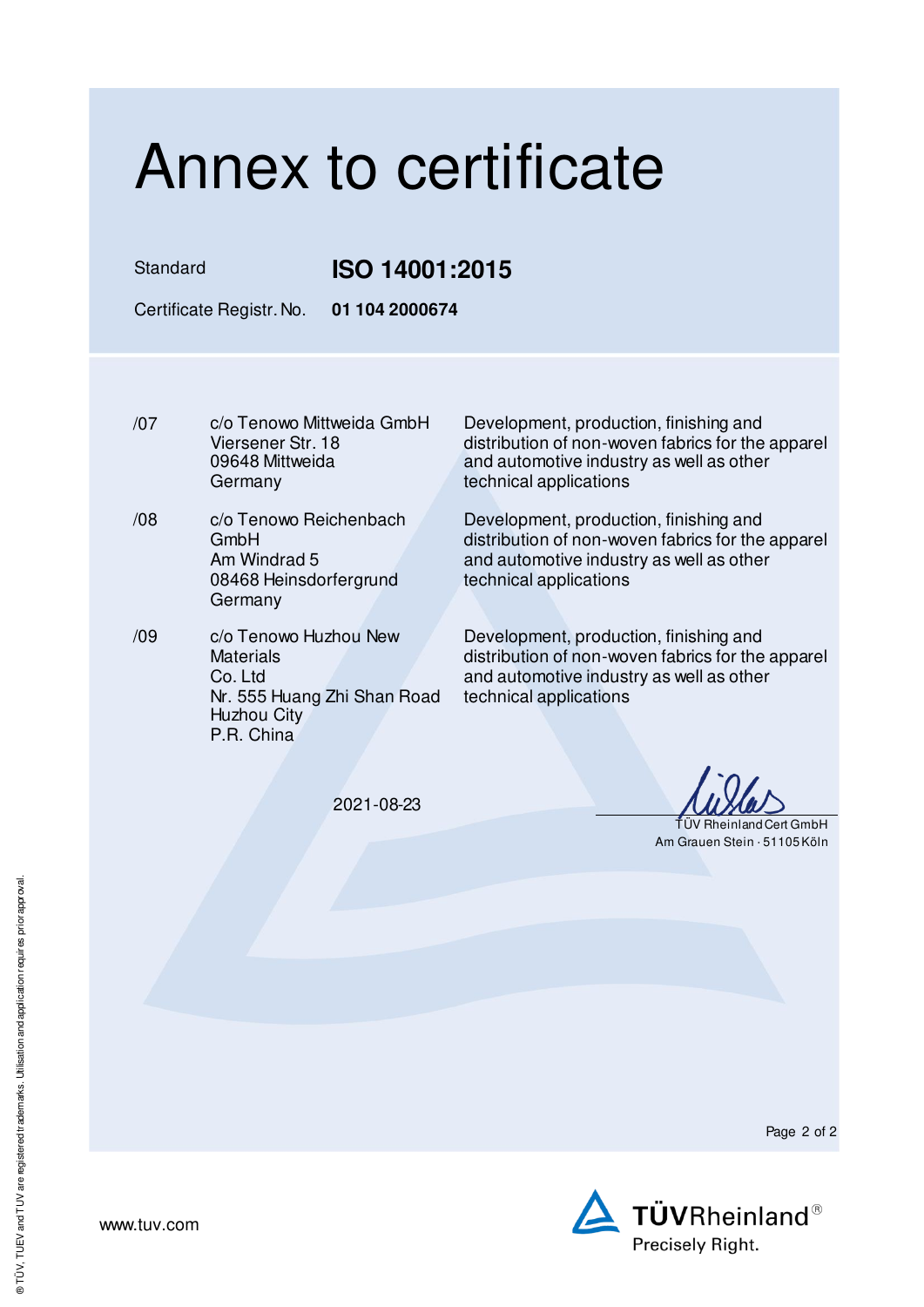# Annex to certificate

Standard **ISO 14001:2015**

Certificate Registr. No. **01 104 2000674**

| | | |
|---|---|---|
| /07 | c/o Tenowo Mittweida GmbH<br>Viersener Str. 18<br>09648 Mittweida<br>Germany | Development, production, finishing and distribution of non-woven fabrics for the apparel and automotive industry as well as other technical applications |
| /08 | c/o Tenowo Reichenbach GmbH<br>Am Windrad 5<br>08468 Heinsdorfergrund<br>Germany | Development, production, finishing and distribution of non-woven fabrics for the apparel and automotive industry as well as other technical applications |
| /09 | c/o Tenowo Huzhou New Materials Co. Ltd<br>Nr. 555 Huang Zhi Shan Road<br>Huzhou City<br>P.R. China | Development, production, finishing and distribution of non-woven fabrics for the apparel and automotive industry as well as other technical applications |

2021-08-23

TÜV Rheinland Cert GmbH
Am Grauen Stein · 51105 Köln

www.tuv.com

TÜVRheinland®
Precisely Right.

® TÜV, TUEV and TUV are registered trademarks. Utilisation and application requires prior approval.